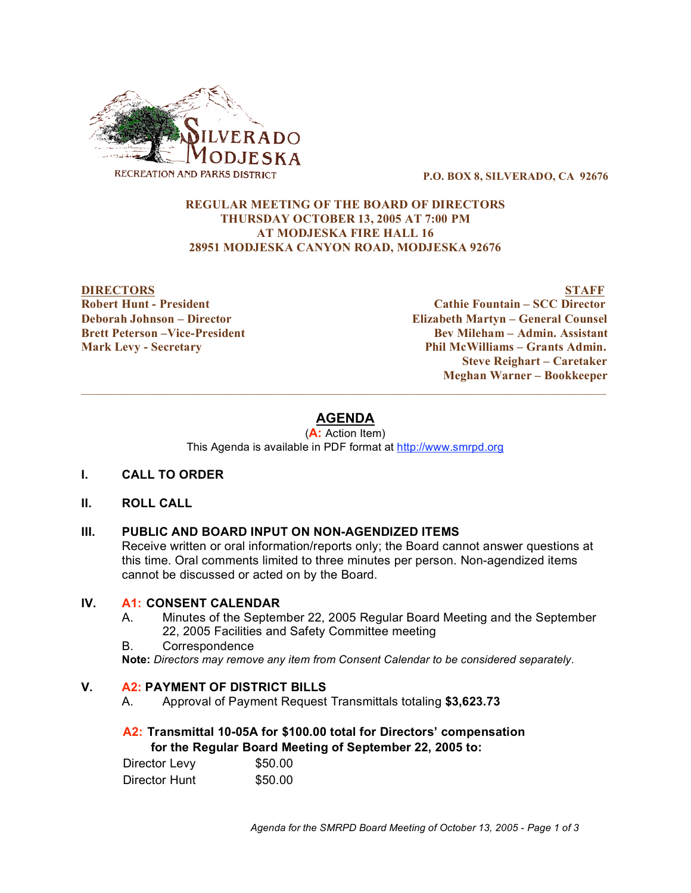SILVERADO MODJESKA

RECREATION AND PARKS DISTRICT

**P.O. BOX 8, SILVERADO, CA 92676**

**REGULAR MEETING OF THE BOARD OF DIRECTORS**
**THURSDAY OCTOBER 13, 2005 AT 7:00 PM**
**AT MODJESKA FIRE HALL 16**
**28951 MODJESKA CANYON ROAD, MODJESKA 92676**

| **DIRECTORS** | **STAFF** |
|---|---|
| **Robert Hunt - President** | **Cathie Fountain – SCC Director** |
| **Deborah Johnson – Director** | **Elizabeth Martyn – General Counsel** |
| **Brett Peterson –Vice-President** | **Bev Mileham – Admin. Assistant** |
| **Mark Levy - Secretary** | **Phil McWilliams – Grants Admin.** |
| | **Steve Reighart – Caretaker** |
| | **Meghan Warner – Bookkeeper** |

---

# AGENDA

(**A:** Action Item)

This Agenda is available in PDF format at http://www.smrpd.org

## I. CALL TO ORDER

## II. ROLL CALL

## III. PUBLIC AND BOARD INPUT ON NON-AGENDIZED ITEMS

Receive written or oral information/reports only; the Board cannot answer questions at this time. Oral comments limited to three minutes per person. Non-agendized items cannot be discussed or acted on by the Board.

## IV. A1: CONSENT CALENDAR

A. Minutes of the September 22, 2005 Regular Board Meeting and the September 22, 2005 Facilities and Safety Committee meeting

B. Correspondence

**Note:** *Directors may remove any item from Consent Calendar to be considered separately.*

## V. A2: PAYMENT OF DISTRICT BILLS

A. Approval of Payment Request Transmittals totaling **$3,623.73**

**A2: Transmittal 10-05A for $100.00 total for Directors' compensation for the Regular Board Meeting of September 22, 2005 to:**

| | |
|---|---|
| Director Levy | $50.00 |
| Director Hunt | $50.00 |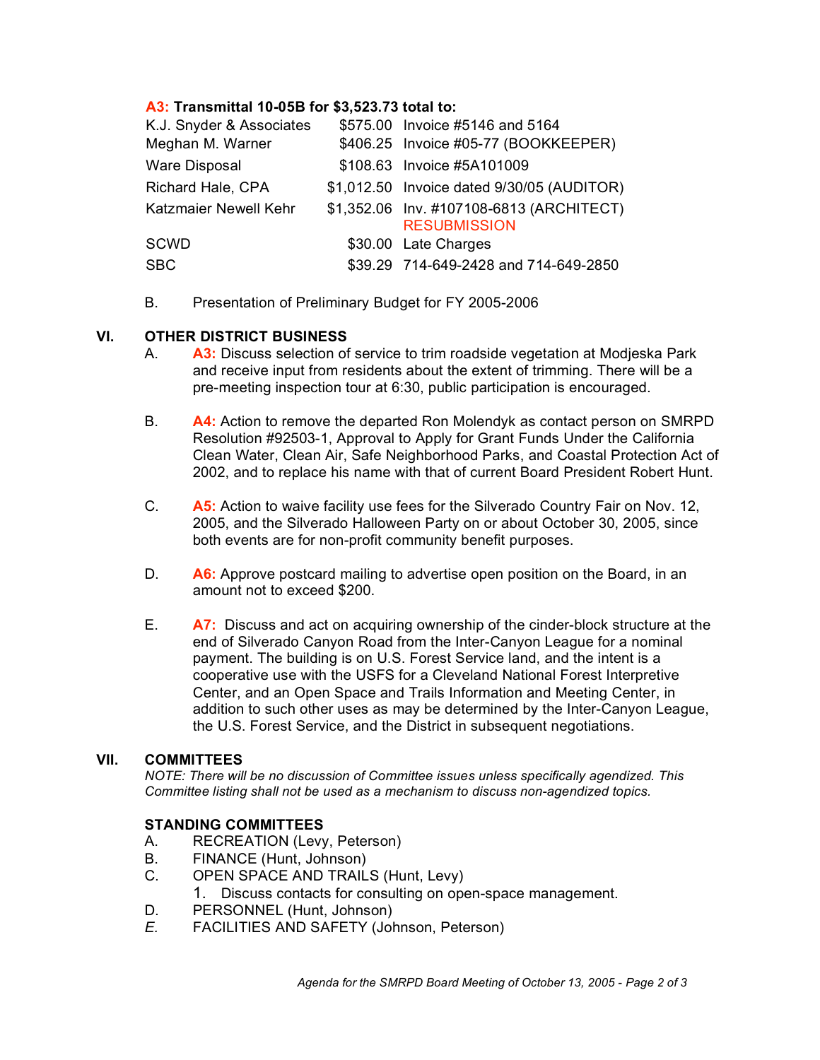**A3: Transmittal 10-05B for $3,523.73 total to:**

| | | |
|---|---|---|
| K.J. Snyder & Associates | $575.00 | Invoice #5146 and 5164 |
| Meghan M. Warner | $406.25 | Invoice #05-77 (BOOKKEEPER) |
| Ware Disposal | $108.63 | Invoice #5A101009 |
| Richard Hale, CPA | $1,012.50 | Invoice dated 9/30/05 (AUDITOR) |
| Katzmaier Newell Kehr | $1,352.06 | Inv. #107108-6813 (ARCHITECT) RESUBMISSION |
| SCWD | $30.00 | Late Charges |
| SBC | $39.29 | 714-649-2428 and 714-649-2850 |

B. Presentation of Preliminary Budget for FY 2005-2006

## VI. OTHER DISTRICT BUSINESS

A. **A3:** Discuss selection of service to trim roadside vegetation at Modjeska Park and receive input from residents about the extent of trimming. There will be a pre-meeting inspection tour at 6:30, public participation is encouraged.

B. **A4:** Action to remove the departed Ron Molendyk as contact person on SMRPD Resolution #92503-1, Approval to Apply for Grant Funds Under the California Clean Water, Clean Air, Safe Neighborhood Parks, and Coastal Protection Act of 2002, and to replace his name with that of current Board President Robert Hunt.

C. **A5:** Action to waive facility use fees for the Silverado Country Fair on Nov. 12, 2005, and the Silverado Halloween Party on or about October 30, 2005, since both events are for non-profit community benefit purposes.

D. **A6:** Approve postcard mailing to advertise open position on the Board, in an amount not to exceed $200.

E. **A7:** Discuss and act on acquiring ownership of the cinder-block structure at the end of Silverado Canyon Road from the Inter-Canyon League for a nominal payment. The building is on U.S. Forest Service land, and the intent is a cooperative use with the USFS for a Cleveland National Forest Interpretive Center, and an Open Space and Trails Information and Meeting Center, in addition to such other uses as may be determined by the Inter-Canyon League, the U.S. Forest Service, and the District in subsequent negotiations.

## VII. COMMITTEES

*NOTE: There will be no discussion of Committee issues unless specifically agendized. This Committee listing shall not be used as a mechanism to discuss non-agendized topics.*

### STANDING COMMITTEES

A. RECREATION (Levy, Peterson)
B. FINANCE (Hunt, Johnson)
C. OPEN SPACE AND TRAILS (Hunt, Levy)
   1. Discuss contacts for consulting on open-space management.
D. PERSONNEL (Hunt, Johnson)
*E.* FACILITIES AND SAFETY (Johnson, Peterson)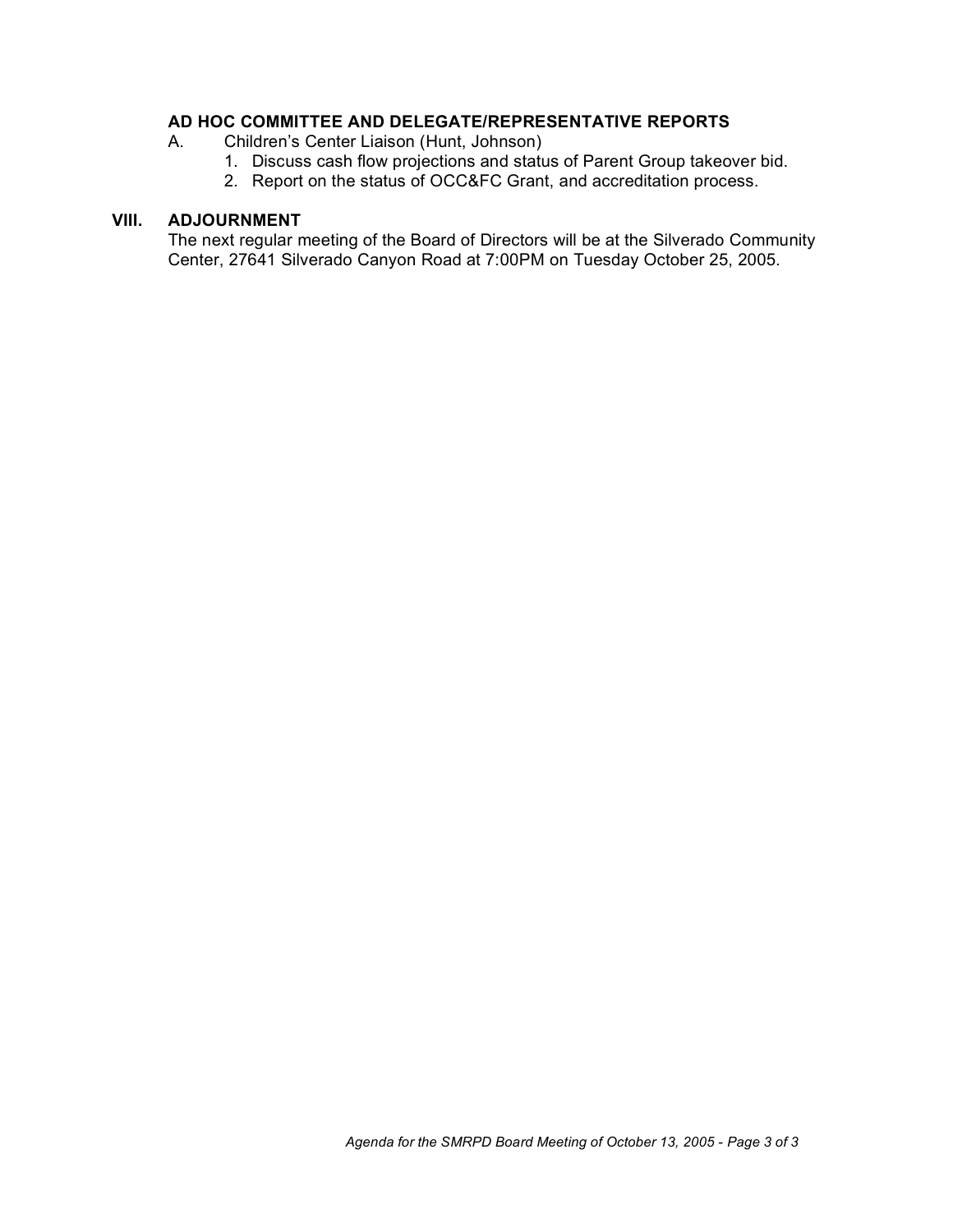## AD HOC COMMITTEE AND DELEGATE/REPRESENTATIVE REPORTS

A. Children's Center Liaison (Hunt, Johnson)

1. Discuss cash flow projections and status of Parent Group takeover bid.
2. Report on the status of OCC&FC Grant, and accreditation process.

## VIII. ADJOURNMENT

The next regular meeting of the Board of Directors will be at the Silverado Community Center, 27641 Silverado Canyon Road at 7:00PM on Tuesday October 25, 2005.